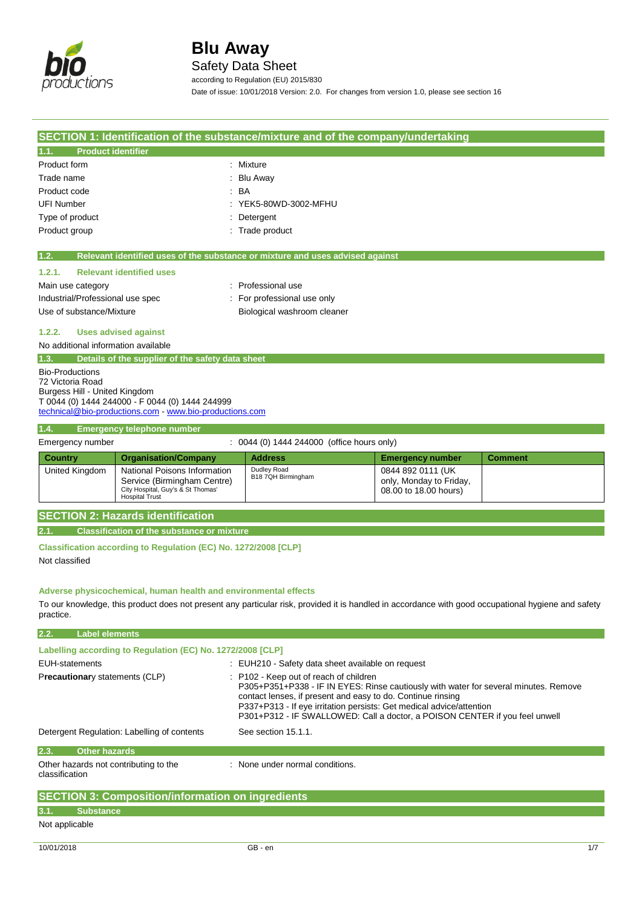# Blu Away

## Safety Data Sheet

according to Regulation (EU) 2015/830

Date of issue: 10/01/2018 Version: 2.0. For changes from version 1.0, please see section 16

## SECTION 1: Identification of the substance/mixture and of the company/undertaking

### 1.1. Product identifier

| | |
|---|---|
| Product form | : Mixture |
| Trade name | : Blu Away |
| Product code | : BA |
| UFI Number | : YEK5-80WD-3002-MFHU |
| Type of product | : Detergent |
| Product group | : Trade product |

### 1.2. Relevant identified uses of the substance or mixture and uses advised against

#### 1.2.1. Relevant identified uses

| | |
|---|---|
| Main use category | : Professional use |
| Industrial/Professional use spec | : For professional use only |
| Use of substance/Mixture | Biological washroom cleaner |

#### 1.2.2. Uses advised against

No additional information available

### 1.3. Details of the supplier of the safety data sheet

Bio-Productions
72 Victoria Road
Burgess Hill - United Kingdom
T 0044 (0) 1444 244000 - F 0044 (0) 1444 244999
technical@bio-productions.com - www.bio-productions.com

### 1.4. Emergency telephone number

Emergency number : 0044 (0) 1444 244000 (office hours only)

| Country | Organisation/Company | Address | Emergency number | Comment |
|---|---|---|---|---|
| United Kingdom | National Poisons Information Service (Birmingham Centre) City Hospital, Guy's & St Thomas' Hospital Trust | Dudley Road B18 7QH Birmingham | 0844 892 0111 (UK only, Monday to Friday, 08.00 to 18.00 hours) | |

## SECTION 2: Hazards identification

### 2.1. Classification of the substance or mixture

**Classification according to Regulation (EC) No. 1272/2008 [CLP]**

Not classified

**Adverse physicochemical, human health and environmental effects**

To our knowledge, this product does not present any particular risk, provided it is handled in accordance with good occupational hygiene and safety practice.

### 2.2. Label elements

**Labelling according to Regulation (EC) No. 1272/2008 [CLP]**

| | |
|---|---|
| EUH-statements | : EUH210 - Safety data sheet available on request |
| Precautionary statements (CLP) | : P102 - Keep out of reach of children<br>P305+P351+P338 - IF IN EYES: Rinse cautiously with water for several minutes. Remove contact lenses, if present and easy to do. Continue rinsing<br>P337+P313 - If eye irritation persists: Get medical advice/attention<br>P301+P312 - IF SWALLOWED: Call a doctor, a POISON CENTER if you feel unwell |
| Detergent Regulation: Labelling of contents | See section 15.1.1. |

### 2.3. Other hazards

Other hazards not contributing to the classification : None under normal conditions.

## SECTION 3: Composition/information on ingredients

### 3.1. Substance

Not applicable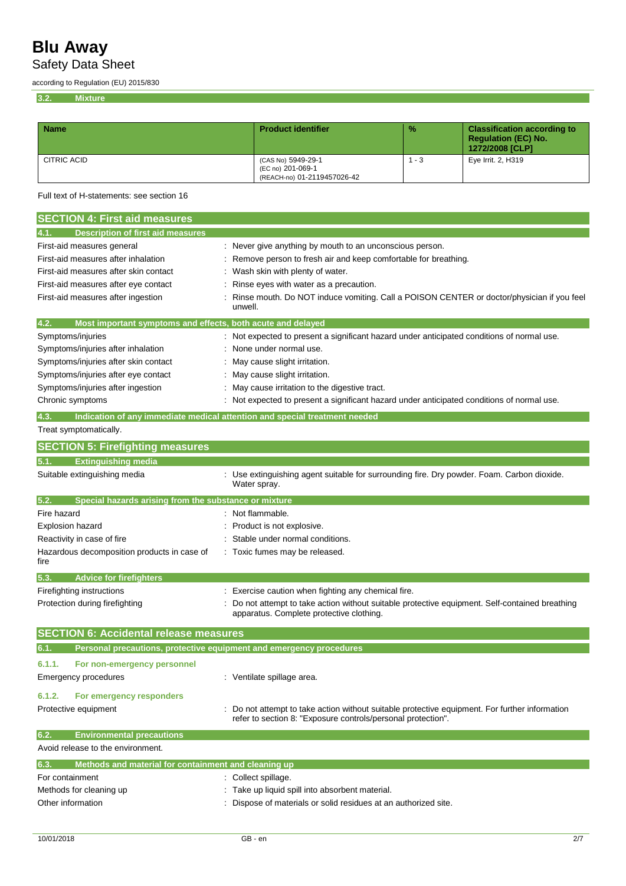### 3.2. Mixture

| Name | Product identifier | % | Classification according to Regulation (EC) No. 1272/2008 [CLP] |
| --- | --- | --- | --- |
| CITRIC ACID | (CAS No) 5949-29-1<br>(EC no) 201-069-1<br>(REACH-no) 01-2119457026-42 | 1 - 3 | Eye Irrit. 2, H319 |

Full text of H-statements: see section 16

## SECTION 4: First aid measures

### 4.1. Description of first aid measures

First-aid measures general : Never give anything by mouth to an unconscious person.

First-aid measures after inhalation : Remove person to fresh air and keep comfortable for breathing.

First-aid measures after skin contact : Wash skin with plenty of water.

First-aid measures after eye contact : Rinse eyes with water as a precaution.

First-aid measures after ingestion : Rinse mouth. Do NOT induce vomiting. Call a POISON CENTER or doctor/physician if you feel unwell.

### 4.2. Most important symptoms and effects, both acute and delayed

Symptoms/injuries : Not expected to present a significant hazard under anticipated conditions of normal use.

Symptoms/injuries after inhalation : None under normal use.

Symptoms/injuries after skin contact : May cause slight irritation.

Symptoms/injuries after eye contact : May cause slight irritation.

Symptoms/injuries after ingestion : May cause irritation to the digestive tract.

Chronic symptoms : Not expected to present a significant hazard under anticipated conditions of normal use.

### 4.3. Indication of any immediate medical attention and special treatment needed

Treat symptomatically.

## SECTION 5: Firefighting measures

### 5.1. Extinguishing media

Suitable extinguishing media : Use extinguishing agent suitable for surrounding fire. Dry powder. Foam. Carbon dioxide. Water spray.

### 5.2. Special hazards arising from the substance or mixture

Fire hazard : Not flammable.

Explosion hazard : Product is not explosive.

Reactivity in case of fire : Stable under normal conditions.

Hazardous decomposition products in case of fire : Toxic fumes may be released.

### 5.3. Advice for firefighters

Firefighting instructions : Exercise caution when fighting any chemical fire.

Protection during firefighting : Do not attempt to take action without suitable protective equipment. Self-contained breathing apparatus. Complete protective clothing.

## SECTION 6: Accidental release measures

### 6.1. Personal precautions, protective equipment and emergency procedures

#### 6.1.1. For non-emergency personnel

Emergency procedures : Ventilate spillage area.

#### 6.1.2. For emergency responders

Protective equipment : Do not attempt to take action without suitable protective equipment. For further information refer to section 8: "Exposure controls/personal protection".

### 6.2. Environmental precautions

Avoid release to the environment.

### 6.3. Methods and material for containment and cleaning up

For containment : Collect spillage.

Methods for cleaning up : Take up liquid spill into absorbent material.

Other information : Dispose of materials or solid residues at an authorized site.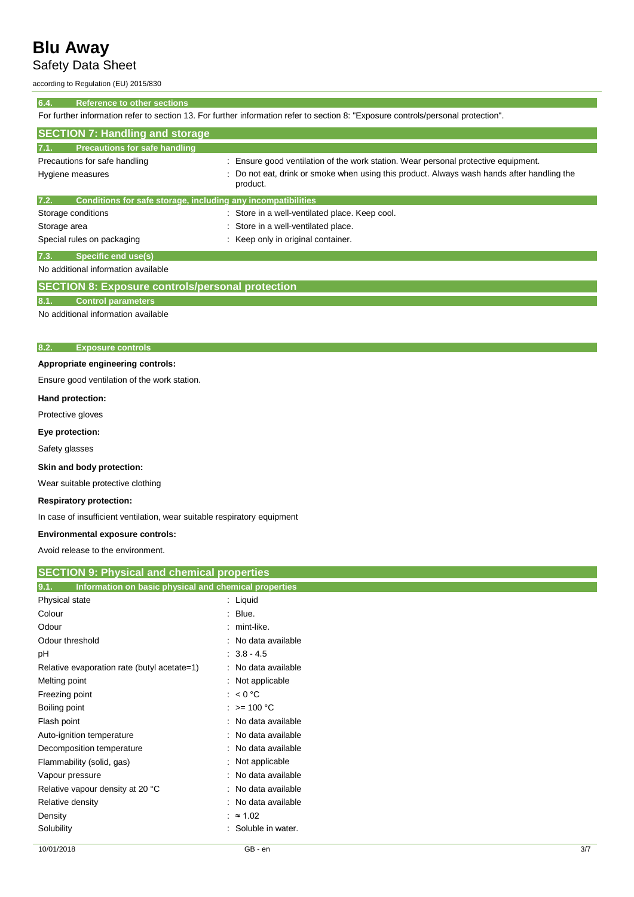### 6.4. Reference to other sections

For further information refer to section 13. For further information refer to section 8: "Exposure controls/personal protection".

## SECTION 7: Handling and storage

### 7.1. Precautions for safe handling

| | |
|---|---|
| Precautions for safe handling | : Ensure good ventilation of the work station. Wear personal protective equipment. |
| Hygiene measures | : Do not eat, drink or smoke when using this product. Always wash hands after handling the product. |

### 7.2. Conditions for safe storage, including any incompatibilities

| | |
|---|---|
| Storage conditions | : Store in a well-ventilated place. Keep cool. |
| Storage area | : Store in a well-ventilated place. |
| Special rules on packaging | : Keep only in original container. |

### 7.3. Specific end use(s)

No additional information available

## SECTION 8: Exposure controls/personal protection

### 8.1. Control parameters

No additional information available

### 8.2. Exposure controls

**Appropriate engineering controls:**

Ensure good ventilation of the work station.

**Hand protection:**

Protective gloves

**Eye protection:**

Safety glasses

**Skin and body protection:**

Wear suitable protective clothing

**Respiratory protection:**

In case of insufficient ventilation, wear suitable respiratory equipment

**Environmental exposure controls:**

Avoid release to the environment.

## SECTION 9: Physical and chemical properties

### 9.1. Information on basic physical and chemical properties

| | |
|---|---|
| Physical state | : Liquid |
| Colour | : Blue. |
| Odour | : mint-like. |
| Odour threshold | : No data available |
| pH | : 3.8 - 4.5 |
| Relative evaporation rate (butyl acetate=1) | : No data available |
| Melting point | : Not applicable |
| Freezing point | : < 0 °C |
| Boiling point | : >= 100 °C |
| Flash point | : No data available |
| Auto-ignition temperature | : No data available |
| Decomposition temperature | : No data available |
| Flammability (solid, gas) | : Not applicable |
| Vapour pressure | : No data available |
| Relative vapour density at 20 °C | : No data available |
| Relative density | : No data available |
| Density | : ≈ 1.02 |
| Solubility | : Soluble in water. |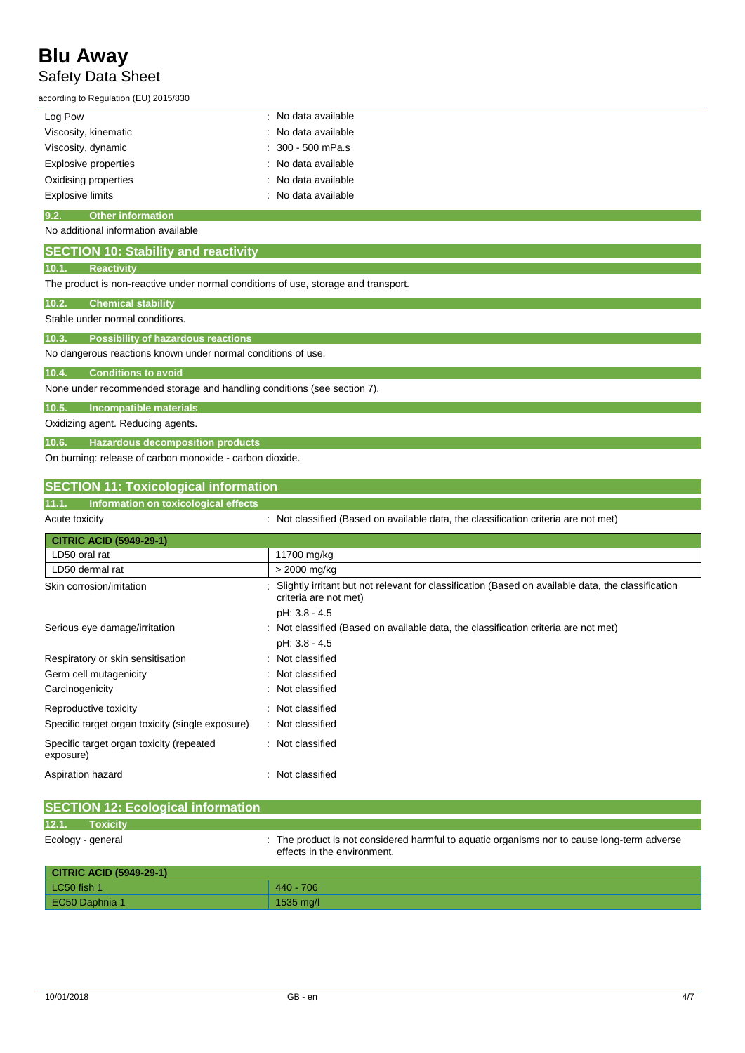| | |
|---|---|
| Log Pow | : No data available |
| Viscosity, kinematic | : No data available |
| Viscosity, dynamic | : 300 - 500 mPa.s |
| Explosive properties | : No data available |
| Oxidising properties | : No data available |
| Explosive limits | : No data available |

### 9.2. Other information

No additional information available

## SECTION 10: Stability and reactivity

### 10.1. Reactivity

The product is non-reactive under normal conditions of use, storage and transport.

### 10.2. Chemical stability

Stable under normal conditions.

### 10.3. Possibility of hazardous reactions

No dangerous reactions known under normal conditions of use.

### 10.4. Conditions to avoid

None under recommended storage and handling conditions (see section 7).

### 10.5. Incompatible materials

Oxidizing agent. Reducing agents.

### 10.6. Hazardous decomposition products

On burning: release of carbon monoxide - carbon dioxide.

## SECTION 11: Toxicological information

### 11.1. Information on toxicological effects

Acute toxicity : Not classified (Based on available data, the classification criteria are not met)

| CITRIC ACID (5949-29-1) | |
|---|---|
| LD50 oral rat | 11700 mg/kg |
| LD50 dermal rat | > 2000 mg/kg |

| | |
|---|---|
| Skin corrosion/irritation | : Slightly irritant but not relevant for classification (Based on available data, the classification criteria are not met)<br>pH: 3.8 - 4.5 |
| Serious eye damage/irritation | : Not classified (Based on available data, the classification criteria are not met)<br>pH: 3.8 - 4.5 |
| Respiratory or skin sensitisation | : Not classified |
| Germ cell mutagenicity | : Not classified |
| Carcinogenicity | : Not classified |
| Reproductive toxicity | : Not classified |
| Specific target organ toxicity (single exposure) | : Not classified |
| Specific target organ toxicity (repeated exposure) | : Not classified |
| Aspiration hazard | : Not classified |

## SECTION 12: Ecological information

### 12.1. Toxicity

Ecology - general : The product is not considered harmful to aquatic organisms nor to cause long-term adverse effects in the environment.

| CITRIC ACID (5949-29-1) | |
|---|---|
| LC50 fish 1 | 440 - 706 |
| EC50 Daphnia 1 | 1535 mg/l |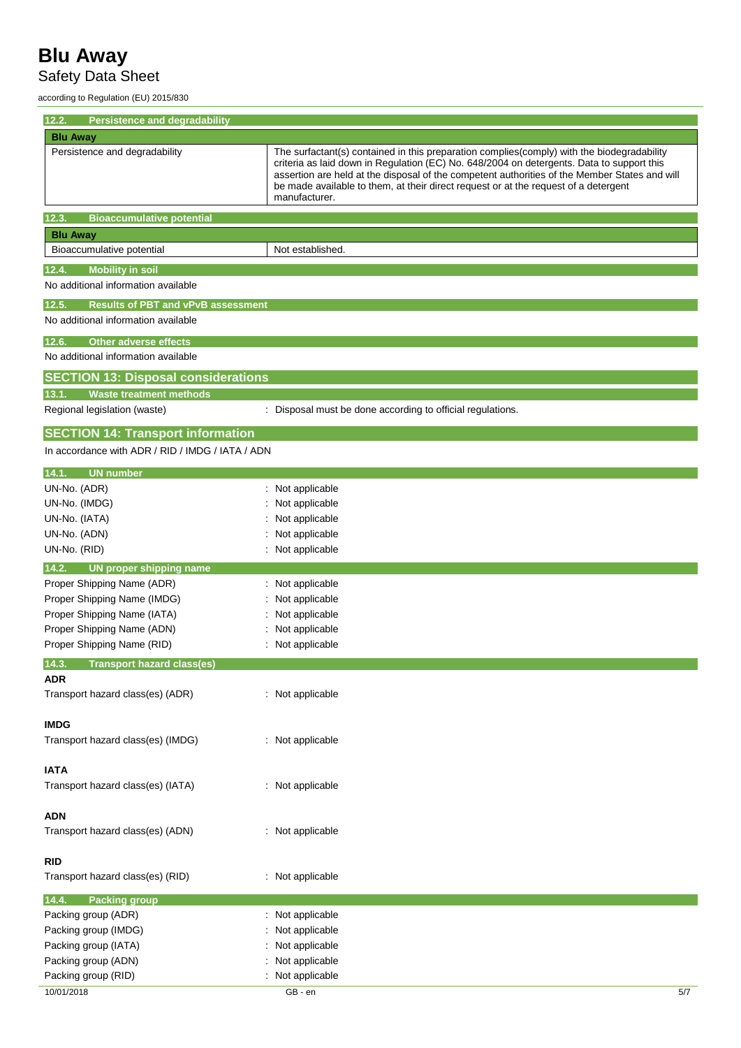### 12.2. Persistence and degradability

| Blu Away | |
|---|---|
| Persistence and degradability | The surfactant(s) contained in this preparation complies(comply) with the biodegradability criteria as laid down in Regulation (EC) No. 648/2004 on detergents. Data to support this assertion are held at the disposal of the competent authorities of the Member States and will be made available to them, at their direct request or at the request of a detergent manufacturer. |

### 12.3. Bioaccumulative potential

| Blu Away | |
|---|---|
| Bioaccumulative potential | Not established. |

### 12.4. Mobility in soil

No additional information available

### 12.5. Results of PBT and vPvB assessment

No additional information available

### 12.6. Other adverse effects

No additional information available

## SECTION 13: Disposal considerations

### 13.1. Waste treatment methods

Regional legislation (waste) : Disposal must be done according to official regulations.

## SECTION 14: Transport information

In accordance with ADR / RID / IMDG / IATA / ADN

### 14.1. UN number

UN-No. (ADR) : Not applicable
UN-No. (IMDG) : Not applicable
UN-No. (IATA) : Not applicable
UN-No. (ADN) : Not applicable
UN-No. (RID) : Not applicable

### 14.2. UN proper shipping name

Proper Shipping Name (ADR) : Not applicable
Proper Shipping Name (IMDG) : Not applicable
Proper Shipping Name (IATA) : Not applicable
Proper Shipping Name (ADN) : Not applicable
Proper Shipping Name (RID) : Not applicable

### 14.3. Transport hazard class(es)

**ADR**

Transport hazard class(es) (ADR) : Not applicable

**IMDG**

Transport hazard class(es) (IMDG) : Not applicable

**IATA**

Transport hazard class(es) (IATA) : Not applicable

**ADN**

Transport hazard class(es) (ADN) : Not applicable

**RID**

Transport hazard class(es) (RID) : Not applicable

### 14.4. Packing group

Packing group (ADR) : Not applicable
Packing group (IMDG) : Not applicable
Packing group (IATA) : Not applicable
Packing group (ADN) : Not applicable
Packing group (RID) : Not applicable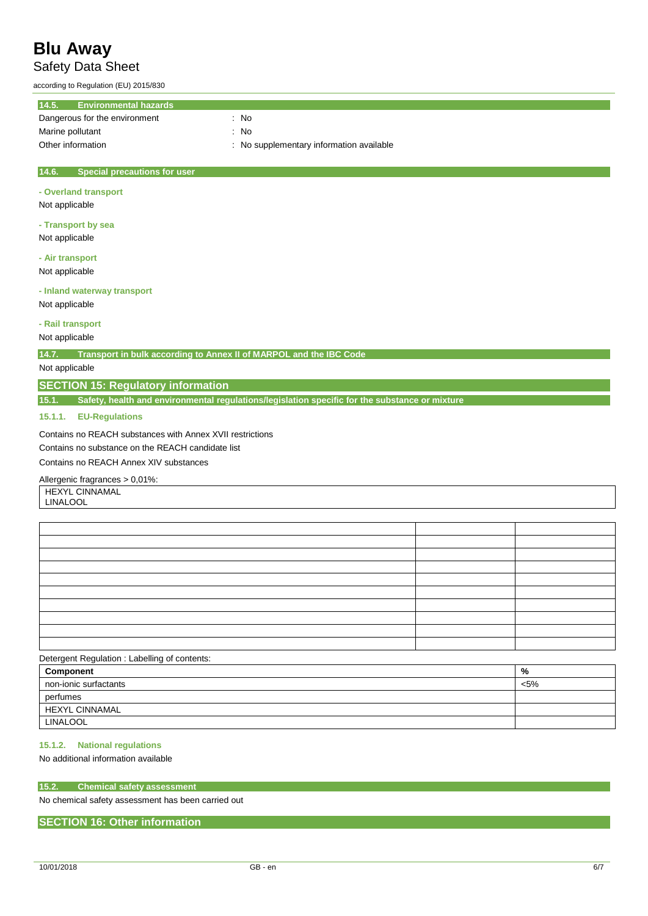### 14.5. Environmental hazards

Dangerous for the environment : No

Marine pollutant : No

Other information : No supplementary information available

### 14.6. Special precautions for user

**- Overland transport**

Not applicable

**- Transport by sea**

Not applicable

**- Air transport**

Not applicable

**- Inland waterway transport**

Not applicable

**- Rail transport**

Not applicable

### 14.7. Transport in bulk according to Annex II of MARPOL and the IBC Code

Not applicable

## SECTION 15: Regulatory information

### 15.1. Safety, health and environmental regulations/legislation specific for the substance or mixture

#### 15.1.1. EU-Regulations

Contains no REACH substances with Annex XVII restrictions

Contains no substance on the REACH candidate list

Contains no REACH Annex XIV substances

Allergenic fragrances > 0,01%:

| HEXYL CINNAMAL<br>LINALOOL |
|---|

Detergent Regulation : Labelling of contents:

| Component | % |
|---|---|
| non-ionic surfactants | <5% |
| perfumes | |
| HEXYL CINNAMAL | |
| LINALOOL | |

#### 15.1.2. National regulations

No additional information available

### 15.2. Chemical safety assessment

No chemical safety assessment has been carried out

## SECTION 16: Other information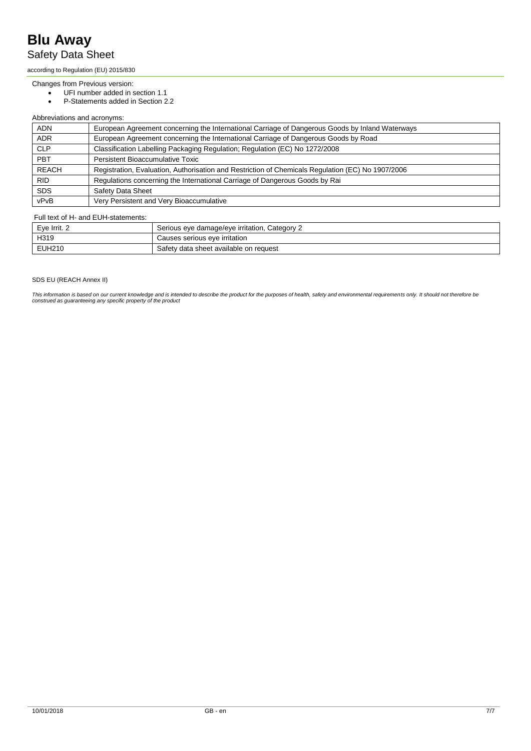Changes from Previous version:

- UFI number added in section 1.1
- P-Statements added in Section 2.2

Abbreviations and acronyms:

| | |
|---|---|
| ADN | European Agreement concerning the International Carriage of Dangerous Goods by Inland Waterways |
| ADR | European Agreement concerning the International Carriage of Dangerous Goods by Road |
| CLP | Classification Labelling Packaging Regulation; Regulation (EC) No 1272/2008 |
| PBT | Persistent Bioaccumulative Toxic |
| REACH | Registration, Evaluation, Authorisation and Restriction of Chemicals Regulation (EC) No 1907/2006 |
| RID | Regulations concerning the International Carriage of Dangerous Goods by Rai |
| SDS | Safety Data Sheet |
| vPvB | Very Persistent and Very Bioaccumulative |

Full text of H- and EUH-statements:

| | |
|---|---|
| Eye Irrit. 2 | Serious eye damage/eye irritation, Category 2 |
| H319 | Causes serious eye irritation |
| EUH210 | Safety data sheet available on request |

SDS EU (REACH Annex II)

*This information is based on our current knowledge and is intended to describe the product for the purposes of health, safety and environmental requirements only. It should not therefore be construed as guaranteeing any specific property of the product*